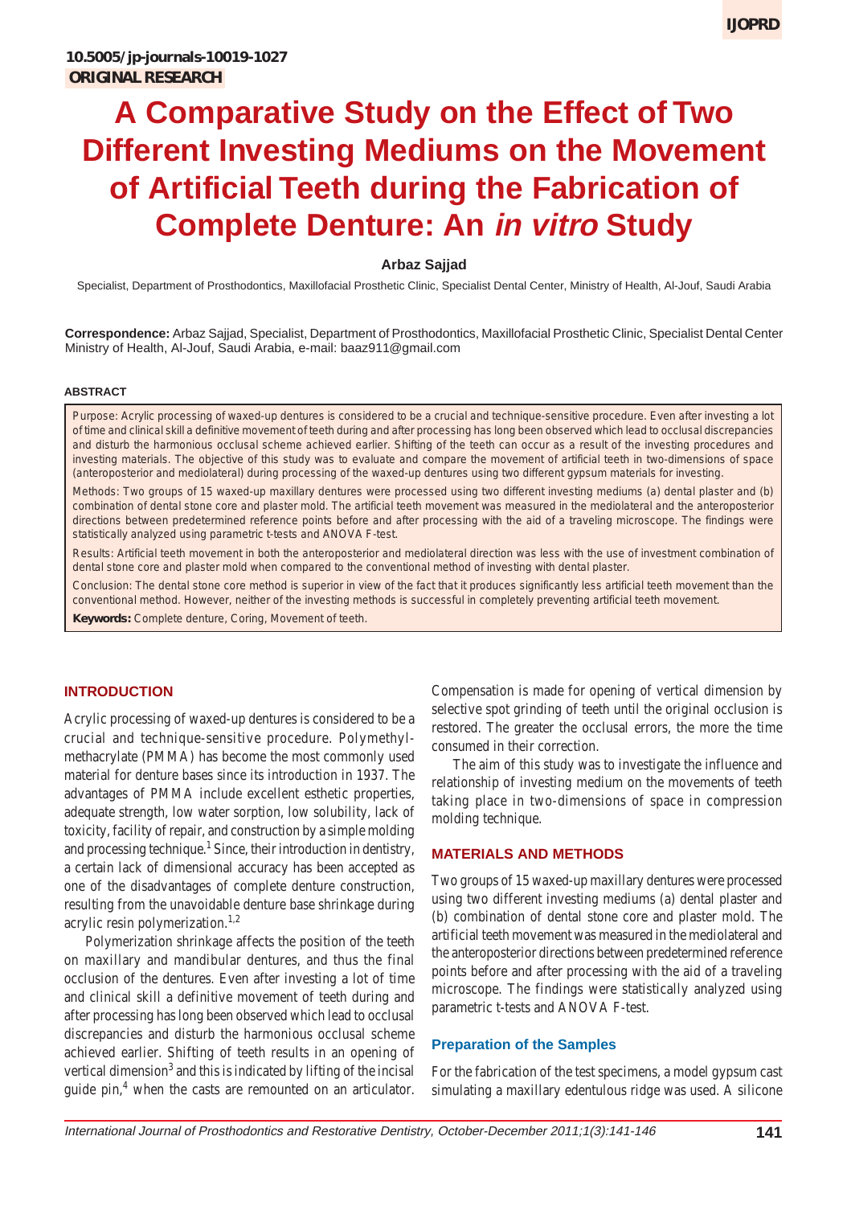10.5005/jp-journals-10019-1027

ORIGINAL RESEARCH

# A Comparative Study on the Effect of Two Different Investing Mediums on the Movement of Artificial Teeth during the Fabrication of Complete Denture: An *in vitro* Study

**Arbaz Sajjad**

Specialist, Department of Prosthodontics, Maxillofacial Prosthetic Clinic, Specialist Dental Center, Ministry of Health, Al-Jouf, Saudi Arabia

**Correspondence:** Arbaz Sajjad, Specialist, Department of Prosthodontics, Maxillofacial Prosthetic Clinic, Specialist Dental Center Ministry of Health, Al-Jouf, Saudi Arabia, e-mail: baaz911@gmail.com

#### ABSTRACT

Purpose: Acrylic processing of waxed-up dentures is considered to be a crucial and technique-sensitive procedure. Even after investing a lot of time and clinical skill a definitive movement of teeth during and after processing has long been observed which lead to occlusal discrepancies and disturb the harmonious occlusal scheme achieved earlier. Shifting of the teeth can occur as a result of the investing procedures and investing materials. The objective of this study was to evaluate and compare the movement of artificial teeth in two-dimensions of space (anteroposterior and mediolateral) during processing of the waxed-up dentures using two different gypsum materials for investing.

Methods: Two groups of 15 waxed-up maxillary dentures were processed using two different investing mediums (a) dental plaster and (b) combination of dental stone core and plaster mold. The artificial teeth movement was measured in the mediolateral and the anteroposterior directions between predetermined reference points before and after processing with the aid of a traveling microscope. The findings were statistically analyzed using parametric t-tests and ANOVA F-test.

Results: Artificial teeth movement in both the anteroposterior and mediolateral direction was less with the use of investment combination of dental stone core and plaster mold when compared to the conventional method of investing with dental plaster.

Conclusion: The dental stone core method is superior in view of the fact that it produces significantly less artificial teeth movement than the conventional method. However, neither of the investing methods is successful in completely preventing artificial teeth movement.

**Keywords:** Complete denture, Coring, Movement of teeth.

## INTRODUCTION

Acrylic processing of waxed-up dentures is considered to be a crucial and technique-sensitive procedure. Polymethylmethacrylate (PMMA) has become the most commonly used material for denture bases since its introduction in 1937. The advantages of PMMA include excellent esthetic properties, adequate strength, low water sorption, low solubility, lack of toxicity, facility of repair, and construction by a simple molding and processing technique.[1] Since, their introduction in dentistry, a certain lack of dimensional accuracy has been accepted as one of the disadvantages of complete denture construction, resulting from the unavoidable denture base shrinkage during acrylic resin polymerization.[1,2]

Polymerization shrinkage affects the position of the teeth on maxillary and mandibular dentures, and thus the final occlusion of the dentures. Even after investing a lot of time and clinical skill a definitive movement of teeth during and after processing has long been observed which lead to occlusal discrepancies and disturb the harmonious occlusal scheme achieved earlier. Shifting of teeth results in an opening of vertical dimension[3] and this is indicated by lifting of the incisal guide pin,[4] when the casts are remounted on an articulator. Compensation is made for opening of vertical dimension by selective spot grinding of teeth until the original occlusion is restored. The greater the occlusal errors, the more the time consumed in their correction.

The aim of this study was to investigate the influence and relationship of investing medium on the movements of teeth taking place in two-dimensions of space in compression molding technique.

## MATERIALS AND METHODS

Two groups of 15 waxed-up maxillary dentures were processed using two different investing mediums (a) dental plaster and (b) combination of dental stone core and plaster mold. The artificial teeth movement was measured in the mediolateral and the anteroposterior directions between predetermined reference points before and after processing with the aid of a traveling microscope. The findings were statistically analyzed using parametric t-tests and ANOVA F-test.

### Preparation of the Samples

For the fabrication of the test specimens, a model gypsum cast simulating a maxillary edentulous ridge was used. A silicone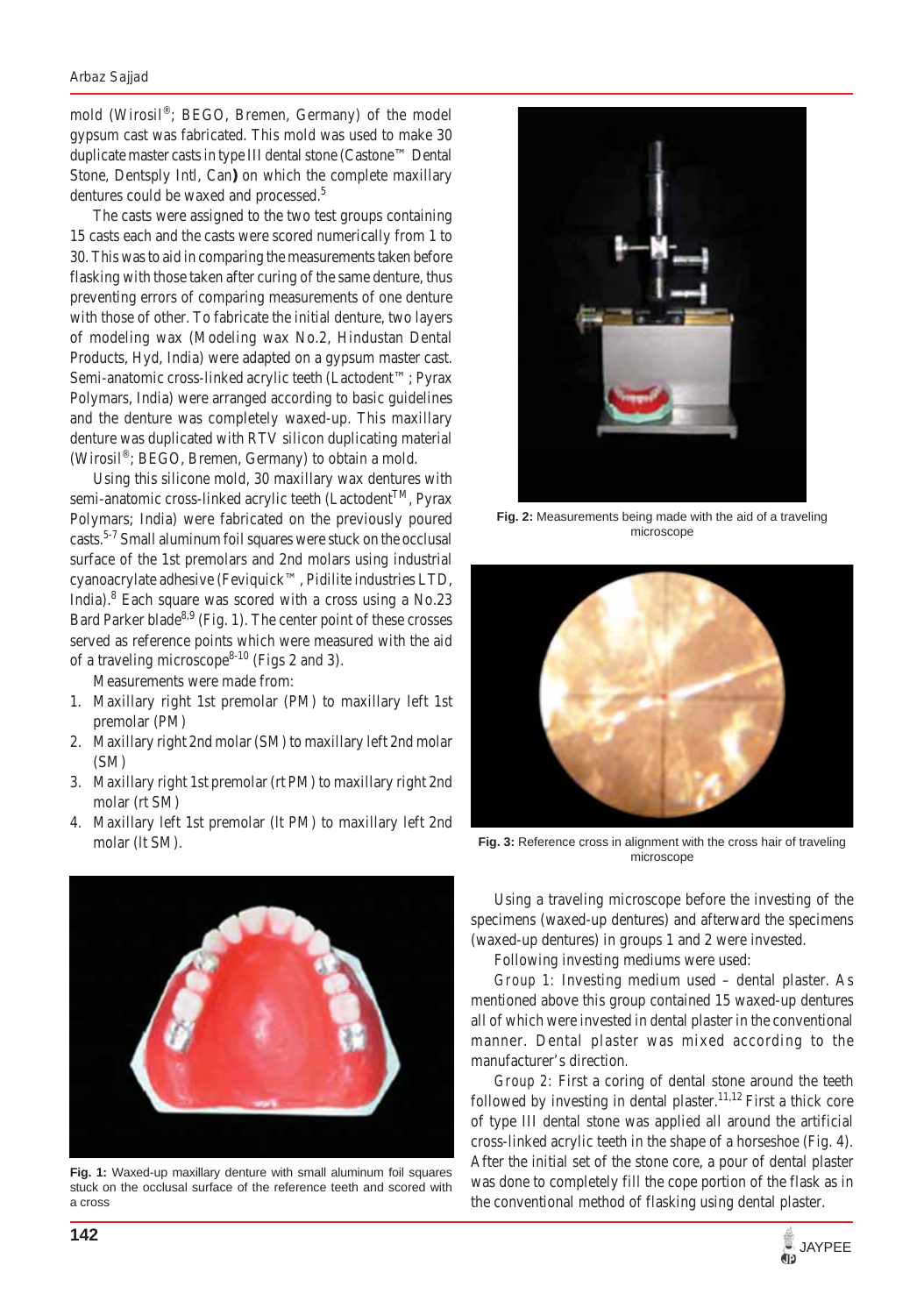mold (Wirosil®; BEGO, Bremen, Germany) of the model gypsum cast was fabricated. This mold was used to make 30 duplicate master casts in type III dental stone (Castone™ Dental Stone, Dentsply Intl, Can**)** on which the complete maxillary dentures could be waxed and processed.[5]

The casts were assigned to the two test groups containing 15 casts each and the casts were scored numerically from 1 to 30. This was to aid in comparing the measurements taken before flasking with those taken after curing of the same denture, thus preventing errors of comparing measurements of one denture with those of other. To fabricate the initial denture, two layers of modeling wax (Modeling wax No.2, Hindustan Dental Products, Hyd, India) were adapted on a gypsum master cast. Semi-anatomic cross-linked acrylic teeth (Lactodent™; Pyrax Polymars, India) were arranged according to basic guidelines and the denture was completely waxed-up. This maxillary denture was duplicated with RTV silicon duplicating material (Wirosil®; BEGO, Bremen, Germany) to obtain a mold.

Using this silicone mold, 30 maxillary wax dentures with semi-anatomic cross-linked acrylic teeth (Lactodent™, Pyrax Polymars; India) were fabricated on the previously poured casts.[5-7] Small aluminum foil squares were stuck on the occlusal surface of the 1st premolars and 2nd molars using industrial cyanoacrylate adhesive (Feviquick™, Pidilite industries LTD, India).[8] Each square was scored with a cross using a No.23 Bard Parker blade[8,9] (Fig. 1). The center point of these crosses served as reference points which were measured with the aid of a traveling microscope[8-10] (Figs 2 and 3).

Measurements were made from:

1. Maxillary right 1st premolar (PM) to maxillary left 1st premolar (PM)
2. Maxillary right 2nd molar (SM) to maxillary left 2nd molar (SM)
3. Maxillary right 1st premolar (rt PM) to maxillary right 2nd molar (rt SM)
4. Maxillary left 1st premolar (lt PM) to maxillary left 2nd molar (lt SM).

**Fig. 1:** Waxed-up maxillary denture with small aluminum foil squares stuck on the occlusal surface of the reference teeth and scored with a cross

**Fig. 2:** Measurements being made with the aid of a traveling microscope

**Fig. 3:** Reference cross in alignment with the cross hair of traveling microscope

Using a traveling microscope before the investing of the specimens (waxed-up dentures) and afterward the specimens (waxed-up dentures) in groups 1 and 2 were invested.

Following investing mediums were used:

*Group 1*: Investing medium used – dental plaster. As mentioned above this group contained 15 waxed-up dentures all of which were invested in dental plaster in the conventional manner. Dental plaster was mixed according to the manufacturer's direction.

*Group 2*: First a coring of dental stone around the teeth followed by investing in dental plaster.[11,12] First a thick core of type III dental stone was applied all around the artificial cross-linked acrylic teeth in the shape of a horseshoe (Fig. 4). After the initial set of the stone core, a pour of dental plaster was done to completely fill the cope portion of the flask as in the conventional method of flasking using dental plaster.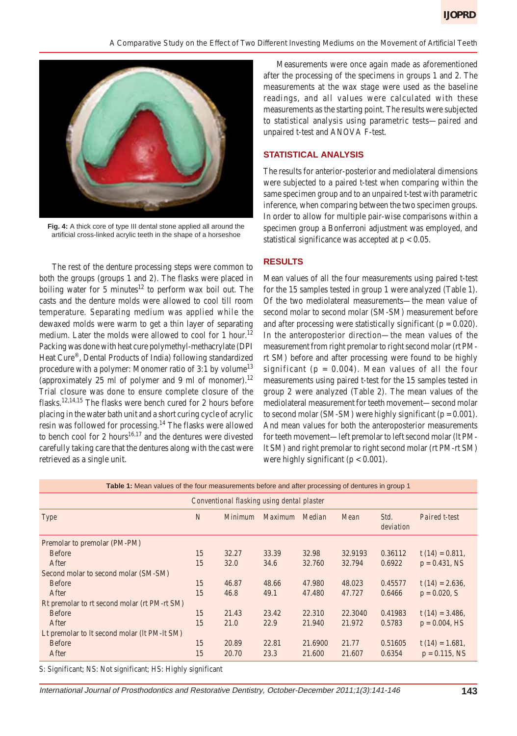Fig. 4: A thick core of type III dental stone applied all around the artificial cross-linked acrylic teeth in the shape of a horseshoe

The rest of the denture processing steps were common to both the groups (groups 1 and 2). The flasks were placed in boiling water for 5 minutes[12] to perform wax boil out. The casts and the denture molds were allowed to cool till room temperature. Separating medium was applied while the dewaxed molds were warm to get a thin layer of separating medium. Later the molds were allowed to cool for 1 hour.[12] Packing was done with heat cure polymethyl-methacrylate (DPI Heat Cure®, Dental Products of India) following standardized procedure with a polymer: Monomer ratio of 3:1 by volume[13] (approximately 25 ml of polymer and 9 ml of monomer).[12] Trial closure was done to ensure complete closure of the flasks.[12,14,15] The flasks were bench cured for 2 hours before placing in the water bath unit and a short curing cycle of acrylic resin was followed for processing.[14] The flasks were allowed to bench cool for 2 hours[16,17] and the dentures were divested carefully taking care that the dentures along with the cast were retrieved as a single unit.

Measurements were once again made as aforementioned after the processing of the specimens in groups 1 and 2. The measurements at the wax stage were used as the baseline readings, and all values were calculated with these measurements as the starting point. The results were subjected to statistical analysis using parametric tests—paired and unpaired t-test and ANOVA F-test.

## STATISTICAL ANALYSIS

The results for anterior-posterior and mediolateral dimensions were subjected to a paired t-test when comparing within the same specimen group and to an unpaired t-test with parametric inference, when comparing between the two specimen groups. In order to allow for multiple pair-wise comparisons within a specimen group a Bonferroni adjustment was employed, and statistical significance was accepted at $p < 0.05$.

## RESULTS

Mean values of all the four measurements using paired t-test for the 15 samples tested in group 1 were analyzed (Table 1). Of the two mediolateral measurements—the mean value of second molar to second molar (SM-SM) measurement before and after processing were statistically significant ($p = 0.020$). In the anteroposterior direction—the mean values of the measurement from right premolar to right second molar (rt PM-rt SM) before and after processing were found to be highly significant ($p = 0.004$). Mean values of all the four measurements using paired t-test for the 15 samples tested in group 2 were analyzed (Table 2). The mean values of the mediolateral measurement for teeth movement—second molar to second molar (SM-SM) were highly significant ($p = 0.001$). And mean values for both the anteroposterior measurements for teeth movement—left premolar to left second molar (lt PM-lt SM) and right premolar to right second molar (rt PM-rt SM) were highly significant ($p < 0.001$).

**Table 1:** Mean values of the four measurements before and after processing of dentures in group 1

| Conventional flasking using dental plaster | | | | | | | |
|---|---|---|---|---|---|---|---|
| Type | N | Minimum | Maximum | Median | Mean | Std. deviation | Paired t-test |
| Premolar to premolar (PM-PM) | | | | | | | |
| Before | 15 | 32.27 | 33.39 | 32.98 | 32.9193 | 0.36112 | t (14) = 0.811, |
| After | 15 | 32.0 | 34.6 | 32.760 | 32.794 | 0.6922 | p = 0.431, NS |
| Second molar to second molar (SM-SM) | | | | | | | |
| Before | 15 | 46.87 | 48.66 | 47.980 | 48.023 | 0.45577 | t (14) = 2.636, |
| After | 15 | 46.8 | 49.1 | 47.480 | 47.727 | 0.6466 | p = 0.020, S |
| Rt premolar to rt second molar (rt PM-rt SM) | | | | | | | |
| Before | 15 | 21.43 | 23.42 | 22.310 | 22.3040 | 0.41983 | t (14) = 3.486, |
| After | 15 | 21.0 | 22.9 | 21.940 | 21.972 | 0.5783 | p = 0.004, HS |
| Lt premolar to lt second molar (lt PM-lt SM) | | | | | | | |
| Before | 15 | 20.89 | 22.81 | 21.6900 | 21.77 | 0.51605 | t (14) = 1.681, |
| After | 15 | 20.70 | 23.3 | 21.600 | 21.607 | 0.6354 | p = 0.115, NS |

S: Significant; NS: Not significant; HS: Highly significant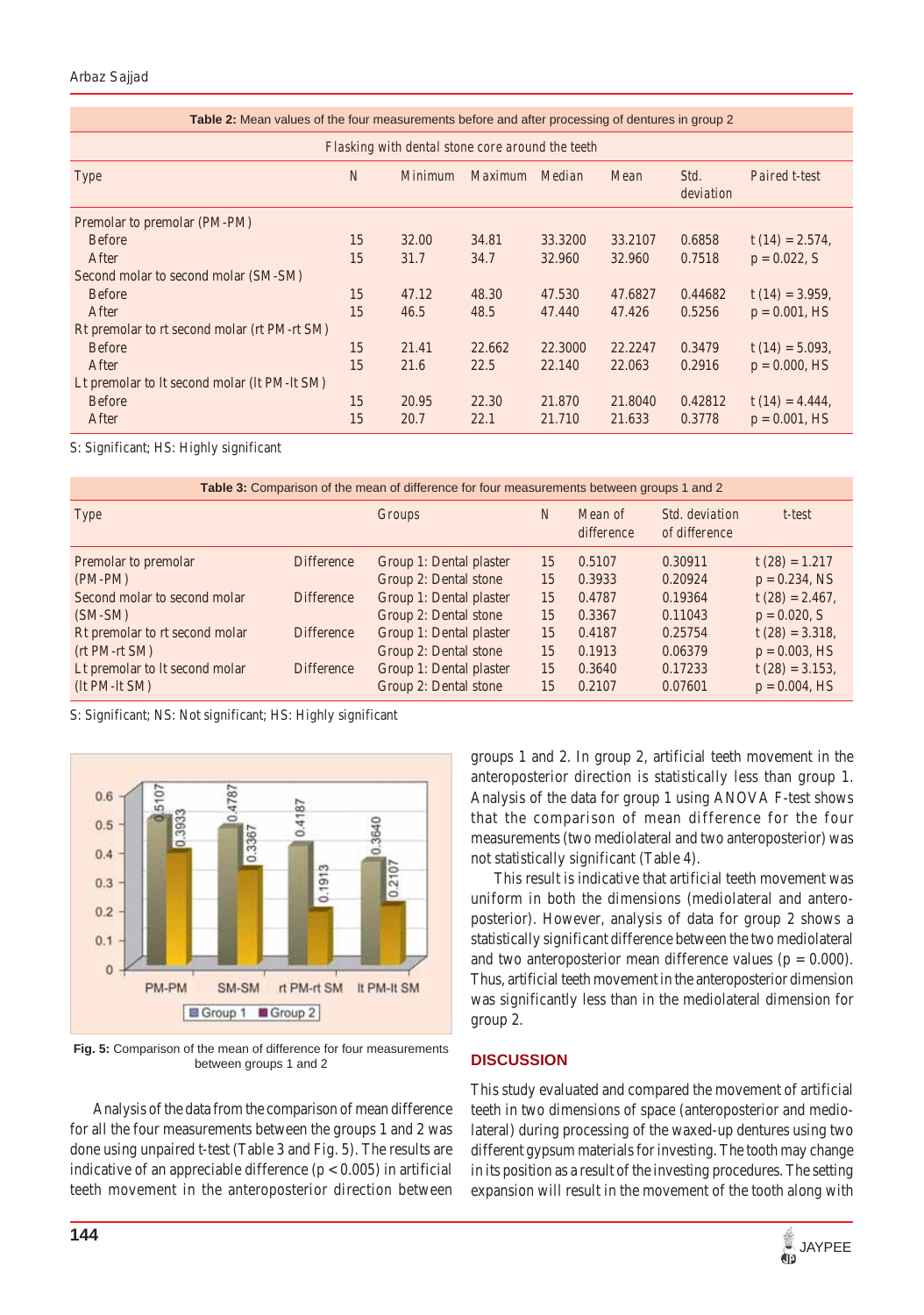**Table 2:** Mean values of the four measurements before and after processing of dentures in group 2

| Flasking with dental stone core around the teeth | | | | | | | |
|---|---|---|---|---|---|---|---|
| Type | N | Minimum | Maximum | Median | Mean | Std. deviation | Paired t-test |
| Premolar to premolar (PM-PM) | | | | | | | |
| Before | 15 | 32.00 | 34.81 | 33.3200 | 33.2107 | 0.6858 | t (14) = 2.574, |
| After | 15 | 31.7 | 34.7 | 32.960 | 32.960 | 0.7518 | p = 0.022, S |
| Second molar to second molar (SM-SM) | | | | | | | |
| Before | 15 | 47.12 | 48.30 | 47.530 | 47.6827 | 0.44682 | t (14) = 3.959, |
| After | 15 | 46.5 | 48.5 | 47.440 | 47.426 | 0.5256 | p = 0.001, HS |
| Rt premolar to rt second molar (rt PM-rt SM) | | | | | | | |
| Before | 15 | 21.41 | 22.662 | 22.3000 | 22.2247 | 0.3479 | t (14) = 5.093, |
| After | 15 | 21.6 | 22.5 | 22.140 | 22.063 | 0.2916 | p = 0.000, HS |
| Lt premolar to lt second molar (lt PM-lt SM) | | | | | | | |
| Before | 15 | 20.95 | 22.30 | 21.870 | 21.8040 | 0.42812 | t (14) = 4.444, |
| After | 15 | 20.7 | 22.1 | 21.710 | 21.633 | 0.3778 | p = 0.001, HS |

S: Significant; HS: Highly significant

**Table 3:** Comparison of the mean of difference for four measurements between groups 1 and 2

| Type | | Groups | N | Mean of difference | Std. deviation of difference | t-test |
|---|---|---|---|---|---|---|
| Premolar to premolar (PM-PM) | Difference | Group 1: Dental plaster | 15 | 0.5107 | 0.30911 | t (28) = 1.217 |
| | | Group 2: Dental stone | 15 | 0.3933 | 0.20924 | p = 0.234, NS |
| Second molar to second molar (SM-SM) | Difference | Group 1: Dental plaster | 15 | 0.4787 | 0.19364 | t (28) = 2.467, |
| | | Group 2: Dental stone | 15 | 0.3367 | 0.11043 | p = 0.020, S |
| Rt premolar to rt second molar (rt PM-rt SM) | Difference | Group 1: Dental plaster | 15 | 0.4187 | 0.25754 | t (28) = 3.318, |
| | | Group 2: Dental stone | 15 | 0.1913 | 0.06379 | p = 0.003, HS |
| Lt premolar to lt second molar (lt PM-lt SM) | Difference | Group 1: Dental plaster | 15 | 0.3640 | 0.17233 | t (28) = 3.153, |
| | | Group 2: Dental stone | 15 | 0.2107 | 0.07601 | p = 0.004, HS |

S: Significant; NS: Not significant; HS: Highly significant

**Fig. 5:** Comparison of the mean of difference for four measurements between groups 1 and 2

Analysis of the data from the comparison of mean difference for all the four measurements between the groups 1 and 2 was done using unpaired t-test (Table 3 and Fig. 5). The results are indicative of an appreciable difference ($p < 0.005$) in artificial teeth movement in the anteroposterior direction between groups 1 and 2. In group 2, artificial teeth movement in the anteroposterior direction is statistically less than group 1. Analysis of the data for group 1 using ANOVA F-test shows that the comparison of mean difference for the four measurements (two mediolateral and two anteroposterior) was not statistically significant (Table 4).

This result is indicative that artificial teeth movement was uniform in both the dimensions (mediolateral and anteroposterior). However, analysis of data for group 2 shows a statistically significant difference between the two mediolateral and two anteroposterior mean difference values ($p = 0.000$). Thus, artificial teeth movement in the anteroposterior dimension was significantly less than in the mediolateral dimension for group 2.

## DISCUSSION

This study evaluated and compared the movement of artificial teeth in two dimensions of space (anteroposterior and mediolateral) during processing of the waxed-up dentures using two different gypsum materials for investing. The tooth may change in its position as a result of the investing procedures. The setting expansion will result in the movement of the tooth along with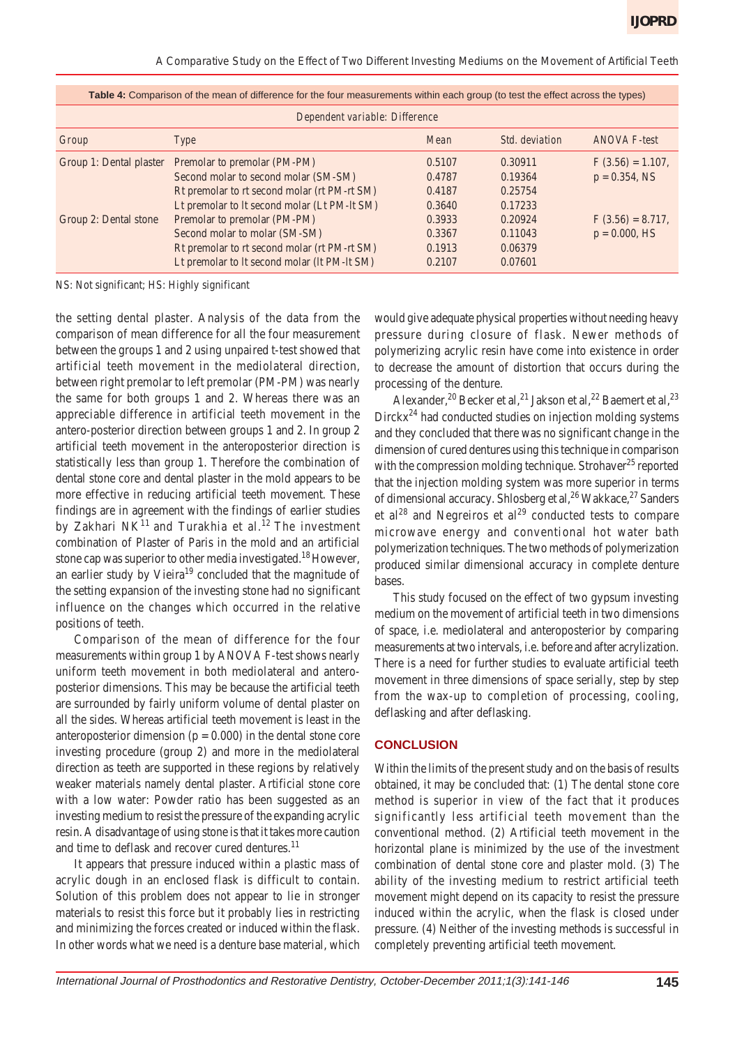**Table 4:** Comparison of the mean of difference for the four measurements within each group (to test the effect across the types)

| Dependent variable: Difference | | | | |
|---|---|---|---|---|
| Group | Type | Mean | Std. deviation | ANOVA F-test |
| Group 1: Dental plaster | Premolar to premolar (PM-PM) | 0.5107 | 0.30911 | $F(3.56) = 1.107$, |
| | Second molar to second molar (SM-SM) | 0.4787 | 0.19364 | $p = 0.354$, NS |
| | Rt premolar to rt second molar (rt PM-rt SM) | 0.4187 | 0.25754 | |
| | Lt premolar to lt second molar (Lt PM-lt SM) | 0.3640 | 0.17233 | |
| Group 2: Dental stone | Premolar to premolar (PM-PM) | 0.3933 | 0.20924 | $F(3.56) = 8.717$, |
| | Second molar to molar (SM-SM) | 0.3367 | 0.11043 | $p = 0.000$, HS |
| | Rt premolar to rt second molar (rt PM-rt SM) | 0.1913 | 0.06379 | |
| | Lt premolar to lt second molar (lt PM-lt SM) | 0.2107 | 0.07601 | |

NS: Not significant; HS: Highly significant

the setting dental plaster. Analysis of the data from the comparison of mean difference for all the four measurement between the groups 1 and 2 using unpaired t-test showed that artificial teeth movement in the mediolateral direction, between right premolar to left premolar (PM-PM) was nearly the same for both groups 1 and 2. Whereas there was an appreciable difference in artificial teeth movement in the antero-posterior direction between groups 1 and 2. In group 2 artificial teeth movement in the anteroposterior direction is statistically less than group 1. Therefore the combination of dental stone core and dental plaster in the mold appears to be more effective in reducing artificial teeth movement. These findings are in agreement with the findings of earlier studies by Zakhari NK[11] and Turakhia et al.[12] The investment combination of Plaster of Paris in the mold and an artificial stone cap was superior to other media investigated.[18] However, an earlier study by Vieira[19] concluded that the magnitude of the setting expansion of the investing stone had no significant influence on the changes which occurred in the relative positions of teeth.

Comparison of the mean of difference for the four measurements within group 1 by ANOVA F-test shows nearly uniform teeth movement in both mediolateral and antero-posterior dimensions. This may be because the artificial teeth are surrounded by fairly uniform volume of dental plaster on all the sides. Whereas artificial teeth movement is least in the anteroposterior dimension ($p = 0.000$) in the dental stone core investing procedure (group 2) and more in the mediolateral direction as teeth are supported in these regions by relatively weaker materials namely dental plaster. Artificial stone core with a low water: Powder ratio has been suggested as an investing medium to resist the pressure of the expanding acrylic resin. A disadvantage of using stone is that it takes more caution and time to deflask and recover cured dentures.[11]

It appears that pressure induced within a plastic mass of acrylic dough in an enclosed flask is difficult to contain. Solution of this problem does not appear to lie in stronger materials to resist this force but it probably lies in restricting and minimizing the forces created or induced within the flask. In other words what we need is a denture base material, which would give adequate physical properties without needing heavy pressure during closure of flask. Newer methods of polymerizing acrylic resin have come into existence in order to decrease the amount of distortion that occurs during the processing of the denture.

Alexander,[20] Becker et al,[21] Jakson et al,[22] Baemert et al,[23] Dirckx[24] had conducted studies on injection molding systems and they concluded that there was no significant change in the dimension of cured dentures using this technique in comparison with the compression molding technique. Strohaver[25] reported that the injection molding system was more superior in terms of dimensional accuracy. Shlosberg et al,[26] Wakkace,[27] Sanders et al[28] and Negreiros et al[29] conducted tests to compare microwave energy and conventional hot water bath polymerization techniques. The two methods of polymerization produced similar dimensional accuracy in complete denture bases.

This study focused on the effect of two gypsum investing medium on the movement of artificial teeth in two dimensions of space, i.e. mediolateral and anteroposterior by comparing measurements at two intervals, i.e. before and after acrylization. There is a need for further studies to evaluate artificial teeth movement in three dimensions of space serially, step by step from the wax-up to completion of processing, cooling, deflasking and after deflasking.

## CONCLUSION

Within the limits of the present study and on the basis of results obtained, it may be concluded that: (1) The dental stone core method is superior in view of the fact that it produces significantly less artificial teeth movement than the conventional method. (2) Artificial teeth movement in the horizontal plane is minimized by the use of the investment combination of dental stone core and plaster mold. (3) The ability of the investing medium to restrict artificial teeth movement might depend on its capacity to resist the pressure induced within the acrylic, when the flask is closed under pressure. (4) Neither of the investing methods is successful in completely preventing artificial teeth movement.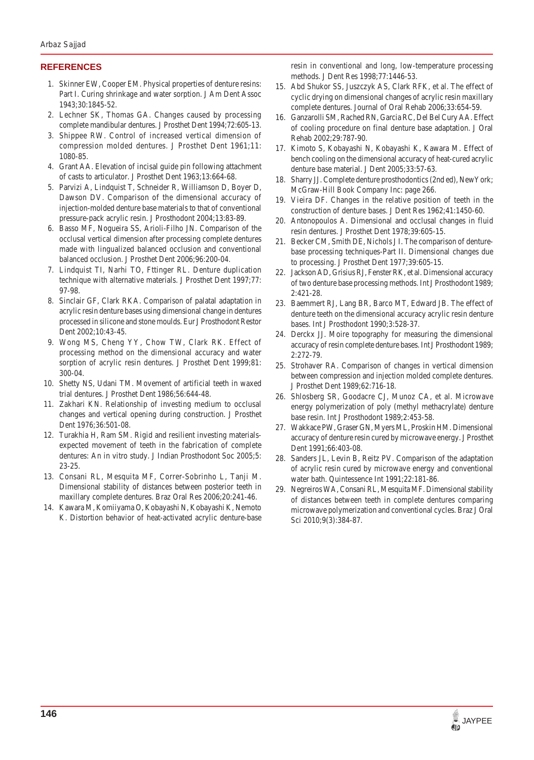## REFERENCES

1. Skinner EW, Cooper EM. Physical properties of denture resins: Part I. Curing shrinkage and water sorption. J Am Dent Assoc 1943;30:1845-52.
2. Lechner SK, Thomas GA. Changes caused by processing complete mandibular dentures. J Prosthet Dent 1994;72:605-13.
3. Shippee RW. Control of increased vertical dimension of compression molded dentures. J Prosthet Dent 1961;11: 1080-85.
4. Grant AA. Elevation of incisal guide pin following attachment of casts to articulator. J Prosthet Dent 1963;13:664-68.
5. Parvizi A, Lindquist T, Schneider R, Williamson D, Boyer D, Dawson DV. Comparison of the dimensional accuracy of injection-molded denture base materials to that of conventional pressure-pack acrylic resin. J Prosthodont 2004;13:83-89.
6. Basso MF, Nogueira SS, Arioli-Filho JN. Comparison of the occlusal vertical dimension after processing complete dentures made with lingualized balanced occlusion and conventional balanced occlusion. J Prosthet Dent 2006;96:200-04.
7. Lindquist TI, Narhi TO, Fttinger RL. Denture duplication technique with alternative materials. J Prosthet Dent 1997;77: 97-98.
8. Sinclair GF, Clark RKA. Comparison of palatal adaptation in acrylic resin denture bases using dimensional change in dentures processed in silicone and stone moulds. Eur J Prosthodont Restor Dent 2002;10:43-45.
9. Wong MS, Cheng YY, Chow TW, Clark RK. Effect of processing method on the dimensional accuracy and water sorption of acrylic resin dentures. J Prosthet Dent 1999;81: 300-04.
10. Shetty NS, Udani TM. Movement of artificial teeth in waxed trial dentures. J Prosthet Dent 1986;56:644-48.
11. Zakhari KN. Relationship of investing medium to occlusal changes and vertical opening during construction. J Prosthet Dent 1976;36:501-08.
12. Turakhia H, Ram SM. Rigid and resilient investing materials-expected movement of teeth in the fabrication of complete dentures: An in vitro study. J Indian Prosthodont Soc 2005;5: 23-25.
13. Consani RL, Mesquita MF, Correr-Sobrinho L, Tanji M. Dimensional stability of distances between posterior teeth in maxillary complete dentures. Braz Oral Res 2006;20:241-46.
14. Kawara M, Komiiyama O, Kobayashi N, Kobayashi K, Nemoto K. Distortion behavior of heat-activated acrylic denture-base resin in conventional and long, low-temperature processing methods. J Dent Res 1998;77:1446-53.
15. Abd Shukor SS, Juszczyk AS, Clark RFK, et al. The effect of cyclic drying on dimensional changes of acrylic resin maxillary complete dentures. Journal of Oral Rehab 2006;33:654-59.
16. Ganzarolli SM, Rached RN, Garcia RC, Del Bel Cury AA. Effect of cooling procedure on final denture base adaptation. J Oral Rehab 2002;29:787-90.
17. Kimoto S, Kobayashi N, Kobayashi K, Kawara M. Effect of bench cooling on the dimensional accuracy of heat-cured acrylic denture base material. J Dent 2005;33:57-63.
18. Sharry JJ. Complete denture prosthodontics (2nd ed), New York; McGraw-Hill Book Company Inc: page 266.
19. Vieira DF. Changes in the relative position of teeth in the construction of denture bases. J Dent Res 1962;41:1450-60.
20. Antonopoulos A. Dimensional and occlusal changes in fluid resin dentures. J Prosthet Dent 1978;39:605-15.
21. Becker CM, Smith DE, Nichols JI. The comparison of denture-base processing techniques-Part II. Dimensional changes due to processing. J Prosthet Dent 1977;39:605-15.
22. Jackson AD, Grisius RJ, Fenster RK, et al. Dimensional accuracy of two denture base processing methods. Int J Prosthodont 1989; 2:421-28.
23. Baemmert RJ, Lang BR, Barco MT, Edward JB. The effect of denture teeth on the dimensional accuracy acrylic resin denture bases. Int J Prosthodont 1990;3:528-37.
24. Derckx JJ. Moire topography for measuring the dimensional accuracy of resin complete denture bases. Int J Prosthodont 1989; 2:272-79.
25. Strohaver RA. Comparison of changes in vertical dimension between compression and injection molded complete dentures. J Prosthet Dent 1989;62:716-18.
26. Shlosberg SR, Goodacre CJ, Munoz CA, et al. Microwave energy polymerization of poly (methyl methacrylate) denture base resin. Int J Prosthodont 1989;2:453-58.
27. Wakkace PW, Graser GN, Myers ML, Proskin HM. Dimensional accuracy of denture resin cured by microwave energy. J Prosthet Dent 1991;66:403-08.
28. Sanders JL, Levin B, Reitz PV. Comparison of the adaptation of acrylic resin cured by microwave energy and conventional water bath. Quintessence Int 1991;22:181-86.
29. Negreiros WA, Consani RL, Mesquita MF. Dimensional stability of distances between teeth in complete dentures comparing microwave polymerization and conventional cycles. Braz J Oral Sci 2010;9(3):384-87.